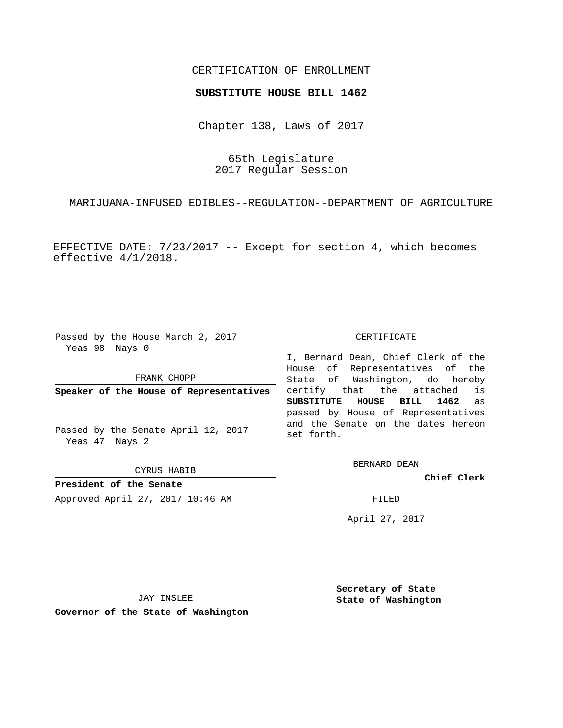CERTIFICATION OF ENROLLMENT

**SUBSTITUTE HOUSE BILL 1462**

Chapter 138, Laws of 2017

65th Legislature
2017 Regular Session

MARIJUANA-INFUSED EDIBLES--REGULATION--DEPARTMENT OF AGRICULTURE

EFFECTIVE DATE: 7/23/2017 -- Except for section 4, which becomes effective 4/1/2018.

Passed by the House March 2, 2017
Yeas 98 Nays 0

FRANK CHOPP

**Speaker of the House of Representatives**

Passed by the Senate April 12, 2017
Yeas 47 Nays 2

CYRUS HABIB

**President of the Senate**

Approved April 27, 2017 10:46 AM

JAY INSLEE

**Governor of the State of Washington**

CERTIFICATE

I, Bernard Dean, Chief Clerk of the House of Representatives of the State of Washington, do hereby certify that the attached is **SUBSTITUTE HOUSE BILL 1462** as passed by House of Representatives and the Senate on the dates hereon set forth.

BERNARD DEAN

**Chief Clerk**

FILED

April 27, 2017

**Secretary of State**
**State of Washington**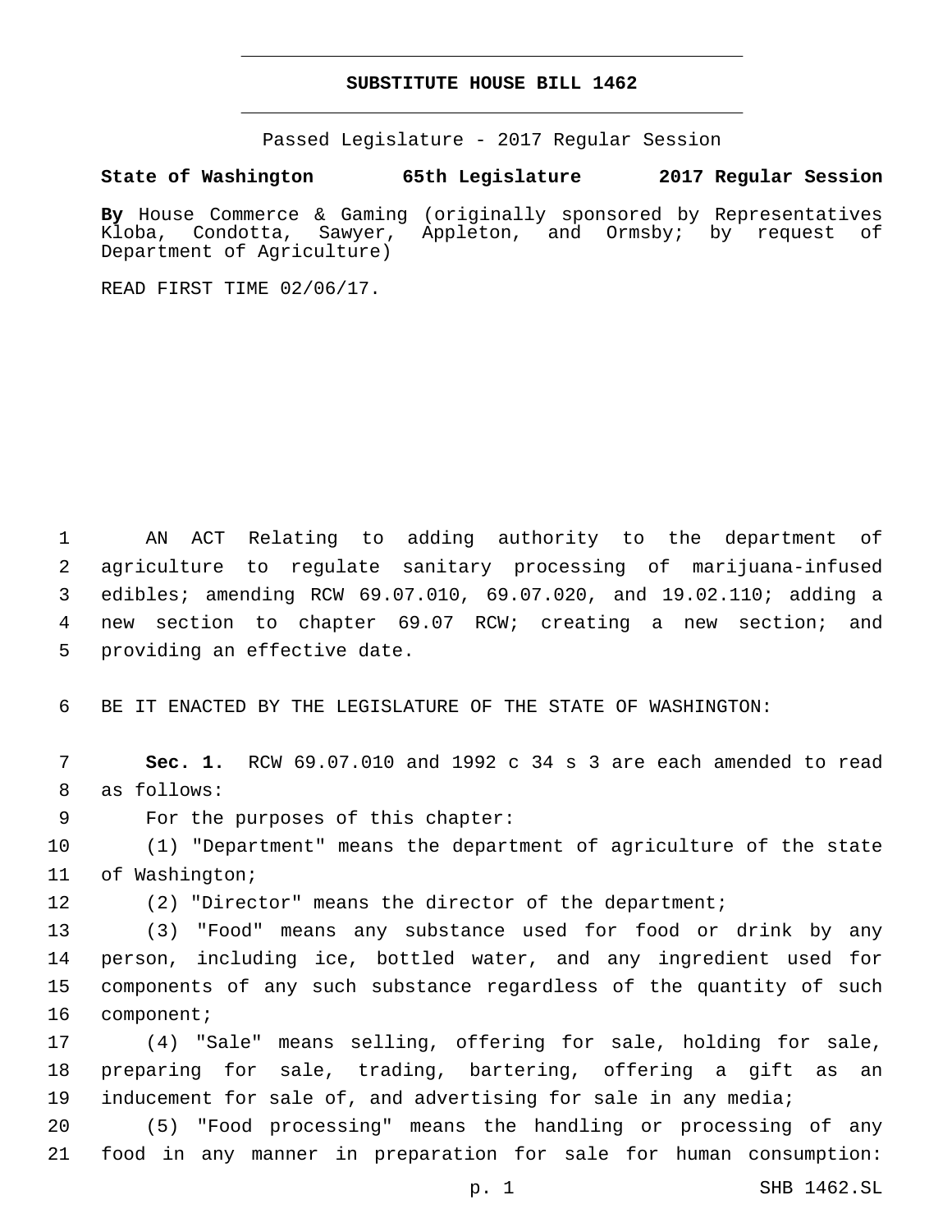# SUBSTITUTE HOUSE BILL 1462

Passed Legislature - 2017 Regular Session

**State of Washington 65th Legislature 2017 Regular Session**

**By** House Commerce & Gaming (originally sponsored by Representatives Kloba, Condotta, Sawyer, Appleton, and Ormsby; by request of Department of Agriculture)

READ FIRST TIME 02/06/17.

AN ACT Relating to adding authority to the department of agriculture to regulate sanitary processing of marijuana-infused edibles; amending RCW 69.07.010, 69.07.020, and 19.02.110; adding a new section to chapter 69.07 RCW; creating a new section; and providing an effective date.

BE IT ENACTED BY THE LEGISLATURE OF THE STATE OF WASHINGTON:

**Sec. 1.** RCW 69.07.010 and 1992 c 34 s 3 are each amended to read as follows:

For the purposes of this chapter:

(1) "Department" means the department of agriculture of the state of Washington;

(2) "Director" means the director of the department;

(3) "Food" means any substance used for food or drink by any person, including ice, bottled water, and any ingredient used for components of any such substance regardless of the quantity of such component;

(4) "Sale" means selling, offering for sale, holding for sale, preparing for sale, trading, bartering, offering a gift as an inducement for sale of, and advertising for sale in any media;

(5) "Food processing" means the handling or processing of any food in any manner in preparation for sale for human consumption: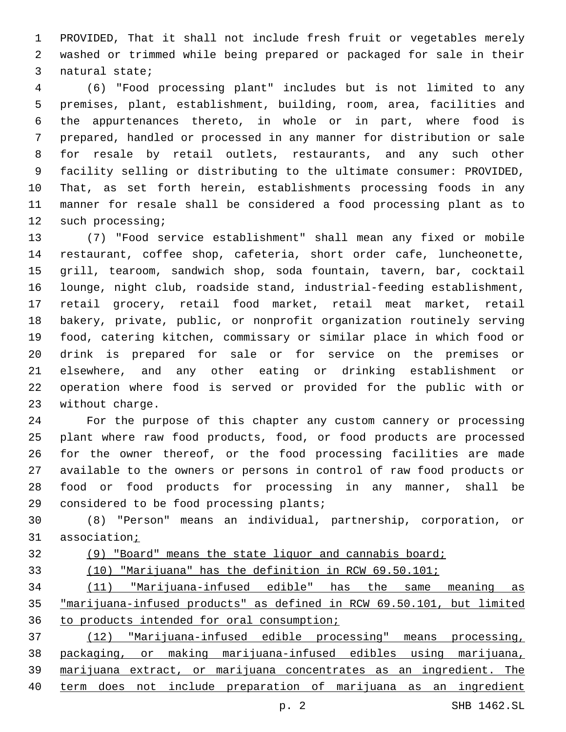PROVIDED, That it shall not include fresh fruit or vegetables merely washed or trimmed while being prepared or packaged for sale in their natural state;

(6) "Food processing plant" includes but is not limited to any premises, plant, establishment, building, room, area, facilities and the appurtenances thereto, in whole or in part, where food is prepared, handled or processed in any manner for distribution or sale for resale by retail outlets, restaurants, and any such other facility selling or distributing to the ultimate consumer: PROVIDED, That, as set forth herein, establishments processing foods in any manner for resale shall be considered a food processing plant as to such processing;

(7) "Food service establishment" shall mean any fixed or mobile restaurant, coffee shop, cafeteria, short order cafe, luncheonette, grill, tearoom, sandwich shop, soda fountain, tavern, bar, cocktail lounge, night club, roadside stand, industrial-feeding establishment, retail grocery, retail food market, retail meat market, retail bakery, private, public, or nonprofit organization routinely serving food, catering kitchen, commissary or similar place in which food or drink is prepared for sale or for service on the premises or elsewhere, and any other eating or drinking establishment or operation where food is served or provided for the public with or without charge.

For the purpose of this chapter any custom cannery or processing plant where raw food products, food, or food products are processed for the owner thereof, or the food processing facilities are made available to the owners or persons in control of raw food products or food or food products for processing in any manner, shall be considered to be food processing plants;

(8) "Person" means an individual, partnership, corporation, or association;

(9) "Board" means the state liquor and cannabis board;

(10) "Marijuana" has the definition in RCW 69.50.101;

(11) "Marijuana-infused edible" has the same meaning as "marijuana-infused products" as defined in RCW 69.50.101, but limited to products intended for oral consumption;

(12) "Marijuana-infused edible processing" means processing, packaging, or making marijuana-infused edibles using marijuana, marijuana extract, or marijuana concentrates as an ingredient. The term does not include preparation of marijuana as an ingredient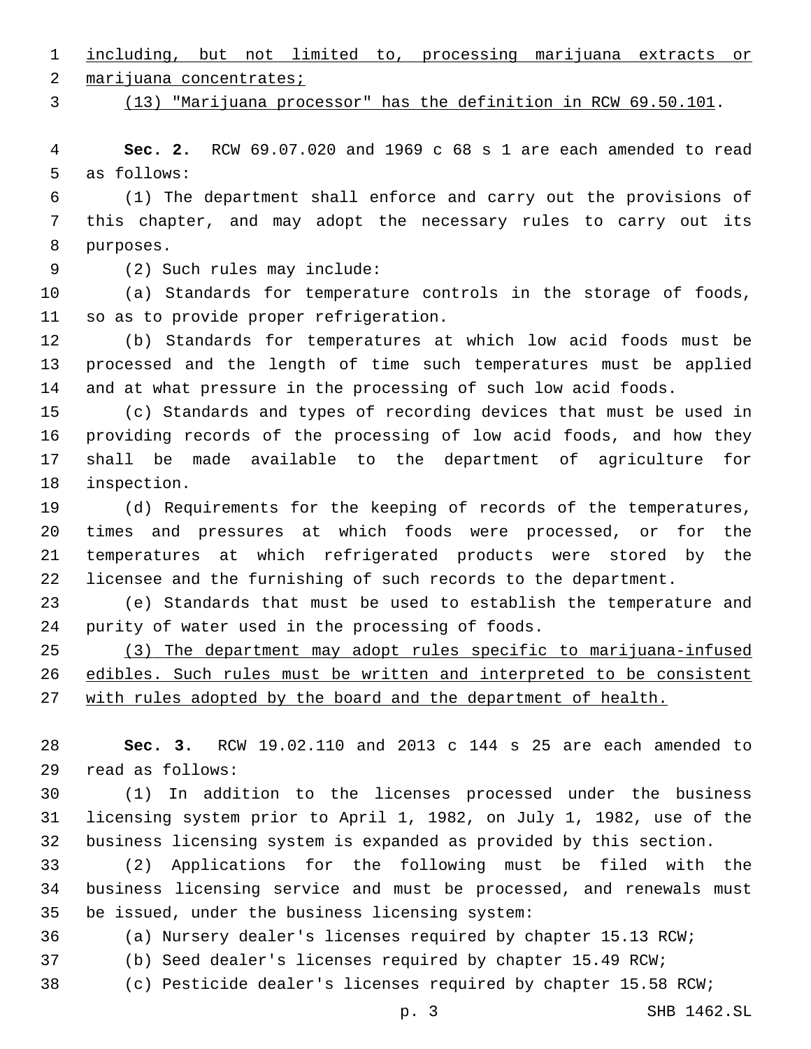including, but not limited to, processing marijuana extracts or marijuana concentrates;

(13) "Marijuana processor" has the definition in RCW 69.50.101.

**Sec. 2.** RCW 69.07.020 and 1969 c 68 s 1 are each amended to read as follows:

(1) The department shall enforce and carry out the provisions of this chapter, and may adopt the necessary rules to carry out its purposes.

(2) Such rules may include:

(a) Standards for temperature controls in the storage of foods, so as to provide proper refrigeration.

(b) Standards for temperatures at which low acid foods must be processed and the length of time such temperatures must be applied and at what pressure in the processing of such low acid foods.

(c) Standards and types of recording devices that must be used in providing records of the processing of low acid foods, and how they shall be made available to the department of agriculture for inspection.

(d) Requirements for the keeping of records of the temperatures, times and pressures at which foods were processed, or for the temperatures at which refrigerated products were stored by the licensee and the furnishing of such records to the department.

(e) Standards that must be used to establish the temperature and purity of water used in the processing of foods.

(3) The department may adopt rules specific to marijuana-infused edibles. Such rules must be written and interpreted to be consistent with rules adopted by the board and the department of health.

**Sec. 3.** RCW 19.02.110 and 2013 c 144 s 25 are each amended to read as follows:

(1) In addition to the licenses processed under the business licensing system prior to April 1, 1982, on July 1, 1982, use of the business licensing system is expanded as provided by this section.

(2) Applications for the following must be filed with the business licensing service and must be processed, and renewals must be issued, under the business licensing system:

(a) Nursery dealer's licenses required by chapter 15.13 RCW;

(b) Seed dealer's licenses required by chapter 15.49 RCW;

(c) Pesticide dealer's licenses required by chapter 15.58 RCW;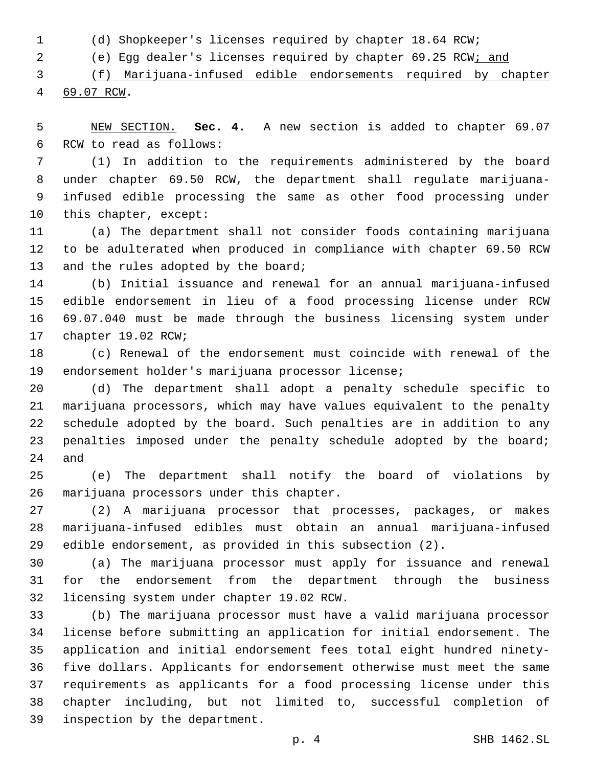(d) Shopkeeper's licenses required by chapter 18.64 RCW;

(e) Egg dealer's licenses required by chapter 69.25 RCW<u>; and</u>

<u>(f) Marijuana-infused edible endorsements required by chapter 69.07 RCW</u>.

<u>NEW SECTION.</u> **Sec. 4.** A new section is added to chapter 69.07 RCW to read as follows:

(1) In addition to the requirements administered by the board under chapter 69.50 RCW, the department shall regulate marijuana-infused edible processing the same as other food processing under this chapter, except:

(a) The department shall not consider foods containing marijuana to be adulterated when produced in compliance with chapter 69.50 RCW and the rules adopted by the board;

(b) Initial issuance and renewal for an annual marijuana-infused edible endorsement in lieu of a food processing license under RCW 69.07.040 must be made through the business licensing system under chapter 19.02 RCW;

(c) Renewal of the endorsement must coincide with renewal of the endorsement holder's marijuana processor license;

(d) The department shall adopt a penalty schedule specific to marijuana processors, which may have values equivalent to the penalty schedule adopted by the board. Such penalties are in addition to any penalties imposed under the penalty schedule adopted by the board; and

(e) The department shall notify the board of violations by marijuana processors under this chapter.

(2) A marijuana processor that processes, packages, or makes marijuana-infused edibles must obtain an annual marijuana-infused edible endorsement, as provided in this subsection (2).

(a) The marijuana processor must apply for issuance and renewal for the endorsement from the department through the business licensing system under chapter 19.02 RCW.

(b) The marijuana processor must have a valid marijuana processor license before submitting an application for initial endorsement. The application and initial endorsement fees total eight hundred ninety-five dollars. Applicants for endorsement otherwise must meet the same requirements as applicants for a food processing license under this chapter including, but not limited to, successful completion of inspection by the department.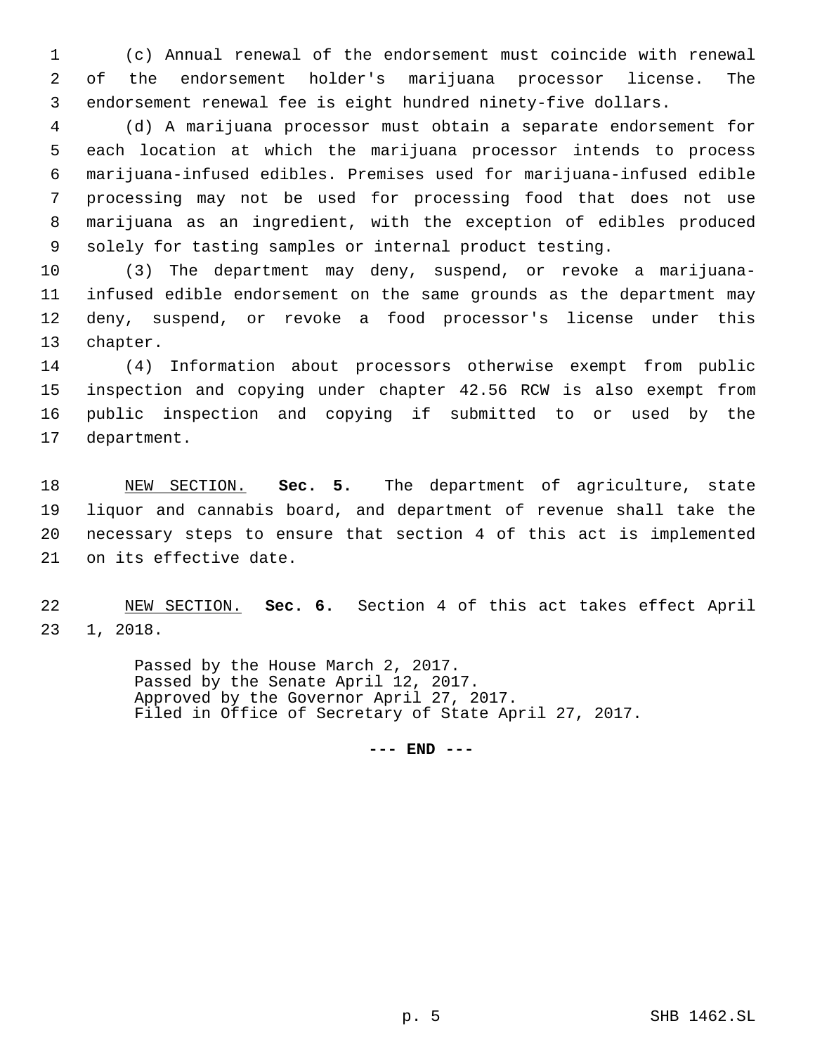(c) Annual renewal of the endorsement must coincide with renewal of the endorsement holder's marijuana processor license. The endorsement renewal fee is eight hundred ninety-five dollars.

(d) A marijuana processor must obtain a separate endorsement for each location at which the marijuana processor intends to process marijuana-infused edibles. Premises used for marijuana-infused edible processing may not be used for processing food that does not use marijuana as an ingredient, with the exception of edibles produced solely for tasting samples or internal product testing.

(3) The department may deny, suspend, or revoke a marijuana-infused edible endorsement on the same grounds as the department may deny, suspend, or revoke a food processor's license under this chapter.

(4) Information about processors otherwise exempt from public inspection and copying under chapter 42.56 RCW is also exempt from public inspection and copying if submitted to or used by the department.

NEW SECTION. **Sec. 5.** The department of agriculture, state liquor and cannabis board, and department of revenue shall take the necessary steps to ensure that section 4 of this act is implemented on its effective date.

NEW SECTION. **Sec. 6.** Section 4 of this act takes effect April 1, 2018.

Passed by the House March 2, 2017.
Passed by the Senate April 12, 2017.
Approved by the Governor April 27, 2017.
Filed in Office of Secretary of State April 27, 2017.

**--- END ---**